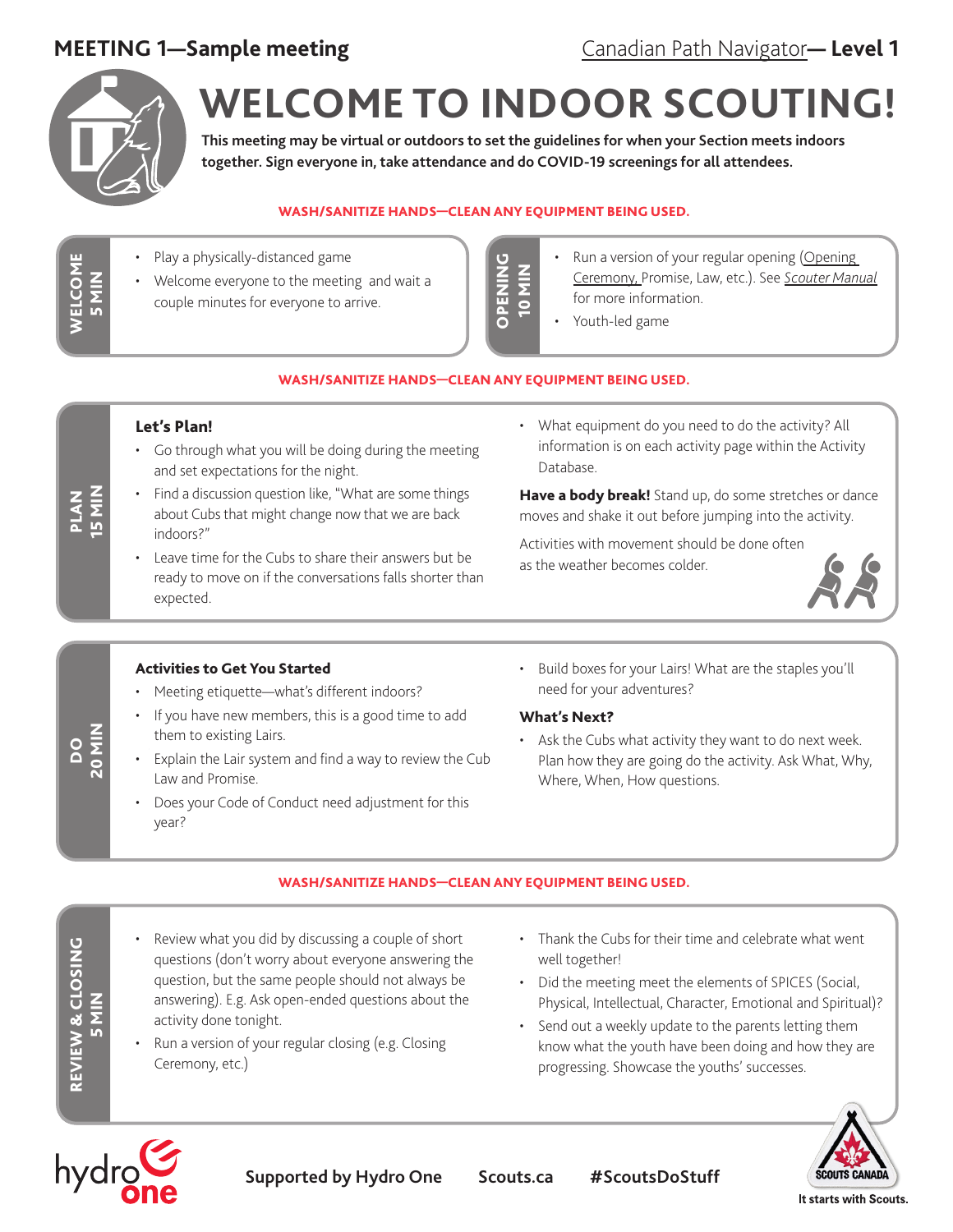**MEETING 1—Sample meeting** | Canadian Path Navigator— **Level 1**

# WELCOME TO INDOOR SCOUTING!

**This meeting may be virtual or outdoors to set the guidelines for when your Section meets indoors together. Sign everyone in, take attendance and do COVID-19 screenings for all attendees.**

**WASH/SANITIZE HANDS—CLEAN ANY EQUIPMENT BEING USED.**

## WELCOME 5 MIN

- Play a physically-distanced game
- Welcome everyone to the meeting and wait a couple minutes for everyone to arrive.

## OPENING 10 MIN

- Run a version of your regular opening (Opening Ceremony, Promise, Law, etc.). See *Scouter Manual* for more information.
- Youth-led game

**WASH/SANITIZE HANDS—CLEAN ANY EQUIPMENT BEING USED.**

## PLAN 15 MIN

### Let's Plan!

- Go through what you will be doing during the meeting and set expectations for the night.
- Find a discussion question like, "What are some things about Cubs that might change now that we are back indoors?"
- Leave time for the Cubs to share their answers but be ready to move on if the conversations falls shorter than expected.
- What equipment do you need to do the activity? All information is on each activity page within the Activity Database.

**Have a body break!** Stand up, do some stretches or dance moves and shake it out before jumping into the activity.

Activities with movement should be done often as the weather becomes colder.

## DO 20 MIN

### Activities to Get You Started

- Meeting etiquette—what's different indoors?
- If you have new members, this is a good time to add them to existing Lairs.
- Explain the Lair system and find a way to review the Cub Law and Promise.
- Does your Code of Conduct need adjustment for this year?
- Build boxes for your Lairs! What are the staples you'll need for your adventures?

### What's Next?

- Ask the Cubs what activity they want to do next week. Plan how they are going do the activity. Ask What, Why, Where, When, How questions.

**WASH/SANITIZE HANDS—CLEAN ANY EQUIPMENT BEING USED.**

## REVIEW & CLOSING 5 MIN

- Review what you did by discussing a couple of short questions (don't worry about everyone answering the question, but the same people should not always be answering). E.g. Ask open-ended questions about the activity done tonight.
- Run a version of your regular closing (e.g. Closing Ceremony, etc.)
- Thank the Cubs for their time and celebrate what went well together!
- Did the meeting meet the elements of SPICES (Social, Physical, Intellectual, Character, Emotional and Spiritual)?
- Send out a weekly update to the parents letting them know what the youth have been doing and how they are progressing. Showcase the youths' successes.

Supported by Hydro One | Scouts.ca | #ScoutsDoStuff

It starts with Scouts.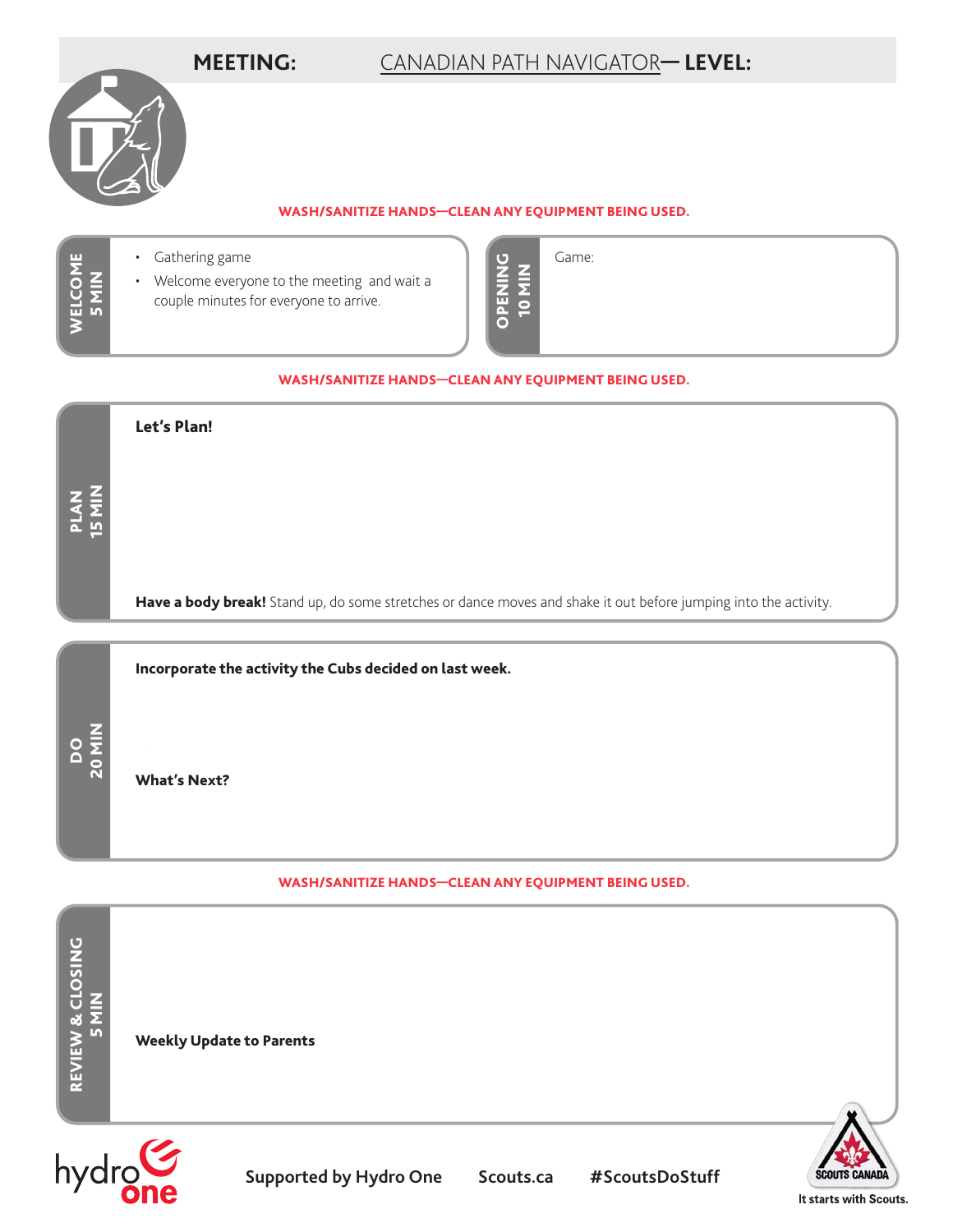# MEETING: CANADIAN PATH NAVIGATOR— LEVEL:

**WASH/SANITIZE HANDS—CLEAN ANY EQUIPMENT BEING USED.**

## WELCOME 5 MIN

- Gathering game
- Welcome everyone to the meeting and wait a couple minutes for everyone to arrive.

## OPENING 10 MIN

Game:

**WASH/SANITIZE HANDS—CLEAN ANY EQUIPMENT BEING USED.**

## PLAN 15 MIN

**Let's Plan!**

**Have a body break!** Stand up, do some stretches or dance moves and shake it out before jumping into the activity.

## DO 20 MIN

**Incorporate the activity the Cubs decided on last week.**

**What's Next?**

**WASH/SANITIZE HANDS—CLEAN ANY EQUIPMENT BEING USED.**

## REVIEW & CLOSING 5 MIN

**Weekly Update to Parents**

Supported by Hydro One    Scouts.ca    #ScoutsDoStuff

It starts with Scouts.